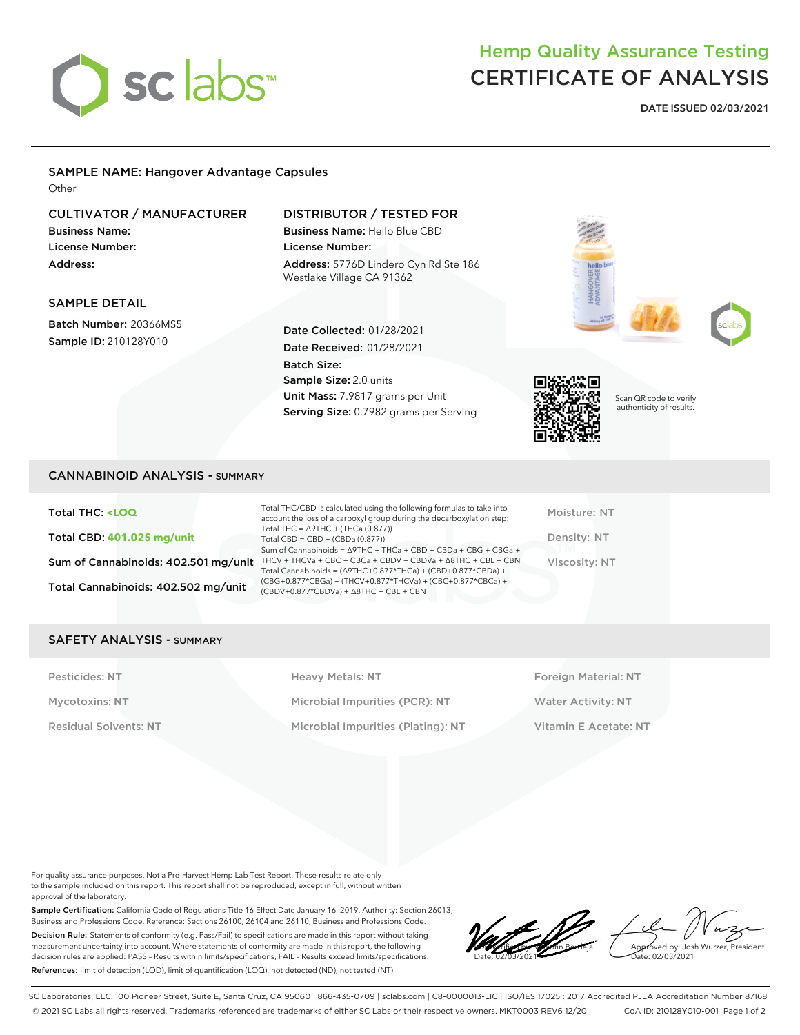# Hemp Quality Assurance Testing CERTIFICATE OF ANALYSIS

**DATE ISSUED 02/03/2021**

## SAMPLE NAME: Hangover Advantage Capsules

Other

### CULTIVATOR / MANUFACTURER

**Business Name:**
**License Number:**
**Address:**

### DISTRIBUTOR / TESTED FOR

**Business Name:** Hello Blue CBD
**License Number:**
**Address:** 5776D Lindero Cyn Rd Ste 186 Westlake Village CA 91362

### SAMPLE DETAIL

**Batch Number:** 20366MS5
**Sample ID:** 210128Y010

**Date Collected:** 01/28/2021
**Date Received:** 01/28/2021
**Batch Size:**
**Sample Size:** 2.0 units
**Unit Mass:** 7.9817 grams per Unit
**Serving Size:** 0.7982 grams per Serving

Scan QR code to verify authenticity of results.

## CANNABINOID ANALYSIS - SUMMARY

**Total THC: <LOQ**

**Total CBD: 401.025 mg/unit**

**Sum of Cannabinoids: 402.501 mg/unit**

**Total Cannabinoids: 402.502 mg/unit**

Total THC/CBD is calculated using the following formulas to take into account the loss of a carboxyl group during the decarboxylation step:
Total THC = Δ9THC + (THCa (0.877))
Total CBD = CBD + (CBDa (0.877))
Sum of Cannabinoids = Δ9THC + THCa + CBD + CBDa + CBG + CBGa + THCV + THCVa + CBC + CBCa + CBDV + CBDVa + Δ8THC + CBL + CBN
Total Cannabinoids = (Δ9THC+0.877*THCa) + (CBD+0.877*CBDa) + (CBG+0.877*CBGa) + (THCV+0.877*THCVa) + (CBC+0.877*CBCa) + (CBDV+0.877*CBDVa) + Δ8THC + CBL + CBN

Moisture: NT
Density: NT
Viscosity: NT

## SAFETY ANALYSIS - SUMMARY

| | | |
|---|---|---|
| Pesticides: **NT** | Heavy Metals: **NT** | Foreign Material: **NT** |
| Mycotoxins: **NT** | Microbial Impurities (PCR): **NT** | Water Activity: **NT** |
| Residual Solvents: **NT** | Microbial Impurities (Plating): **NT** | Vitamin E Acetate: **NT** |

For quality assurance purposes. Not a Pre-Harvest Hemp Lab Test Report. These results relate only to the sample included on this report. This report shall not be reproduced, except in full, without written approval of the laboratory.

**Sample Certification:** California Code of Regulations Title 16 Effect Date January 16, 2019. Authority: Section 26013, Business and Professions Code. Reference: Sections 26100, 26104 and 26110, Business and Professions Code.

**Decision Rule:** Statements of conformity (e.g. Pass/Fail) to specifications are made in this report without taking measurement uncertainty into account. Where statements of conformity are made in this report, the following decision rules are applied: PASS – Results within limits/specifications, FAIL – Results exceed limits/specifications.

**References:** limit of detection (LOD), limit of quantification (LOQ), not detected (ND), not tested (NT)

Certified by: Valentin Berdeja
Date: 02/03/2021

Approved by: Josh Wurzer, President
Date: 02/03/2021

SC Laboratories, LLC. 100 Pioneer Street, Suite E, Santa Cruz, CA 95060 | 866-435-0709 | sclabs.com | C8-0000013-LIC | ISO/IES 17025 : 2017 Accredited PJLA Accreditation Number 87168
© 2021 SC Labs all rights reserved. Trademarks referenced are trademarks of either SC Labs or their respective owners. MKT0003 REV6 12/20 CoA ID: 210128Y010-001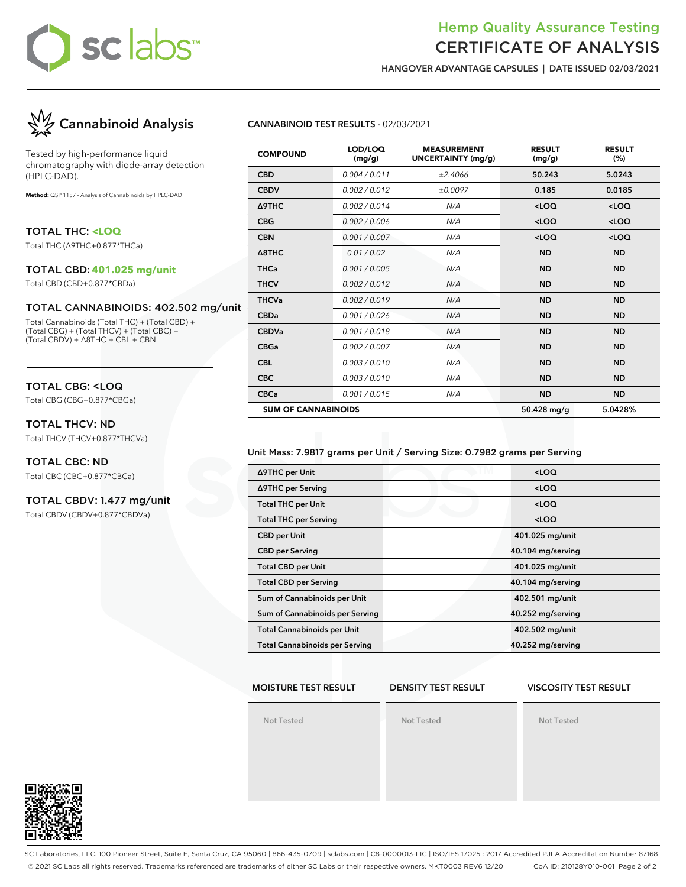# Hemp Quality Assurance Testing
# CERTIFICATE OF ANALYSIS

**HANGOVER ADVANTAGE CAPSULES | DATE ISSUED 02/03/2021**

## Cannabinoid Analysis

Tested by high-performance liquid chromatography with diode-array detection (HPLC-DAD).

**Method:** QSP 1157 - Analysis of Cannabinoids by HPLC-DAD

### TOTAL THC: <LOQ
Total THC (Δ9THC+0.877*THCa)

### TOTAL CBD: 401.025 mg/unit
Total CBD (CBD+0.877*CBDa)

### TOTAL CANNABINOIDS: 402.502 mg/unit
Total Cannabinoids (Total THC) + (Total CBD) + (Total CBG) + (Total THCV) + (Total CBC) + (Total CBDV) + Δ8THC + CBL + CBN

### TOTAL CBG: <LOQ
Total CBG (CBG+0.877*CBGa)

### TOTAL THCV: ND
Total THCV (THCV+0.877*THCVa)

### TOTAL CBC: ND
Total CBC (CBC+0.877*CBCa)

### TOTAL CBDV: 1.477 mg/unit
Total CBDV (CBDV+0.877*CBDVa)

**CANNABINOID TEST RESULTS** - 02/03/2021

| COMPOUND | LOD/LOQ (mg/g) | MEASUREMENT UNCERTAINTY (mg/g) | RESULT (mg/g) | RESULT (%) |
|---|---|---|---|---|
| CBD | 0.004 / 0.011 | ±2.4066 | 50.243 | 5.0243 |
| CBDV | 0.002 / 0.012 | ±0.0097 | 0.185 | 0.0185 |
| Δ9THC | 0.002 / 0.014 | N/A | <LOQ | <LOQ |
| CBG | 0.002 / 0.006 | N/A | <LOQ | <LOQ |
| CBN | 0.001 / 0.007 | N/A | <LOQ | <LOQ |
| Δ8THC | 0.01 / 0.02 | N/A | ND | ND |
| THCa | 0.001 / 0.005 | N/A | ND | ND |
| THCV | 0.002 / 0.012 | N/A | ND | ND |
| THCVa | 0.002 / 0.019 | N/A | ND | ND |
| CBDa | 0.001 / 0.026 | N/A | ND | ND |
| CBDVa | 0.001 / 0.018 | N/A | ND | ND |
| CBGa | 0.002 / 0.007 | N/A | ND | ND |
| CBL | 0.003 / 0.010 | N/A | ND | ND |
| CBC | 0.003 / 0.010 | N/A | ND | ND |
| CBCa | 0.001 / 0.015 | N/A | ND | ND |
| **SUM OF CANNABINOIDS** | | | 50.428 mg/g | 5.0428% |

Unit Mass: 7.9817 grams per Unit / Serving Size: 0.7982 grams per Serving

| | |
|---|---|
| Δ9THC per Unit | <LOQ |
| Δ9THC per Serving | <LOQ |
| Total THC per Unit | <LOQ |
| Total THC per Serving | <LOQ |
| CBD per Unit | 401.025 mg/unit |
| CBD per Serving | 40.104 mg/serving |
| Total CBD per Unit | 401.025 mg/unit |
| Total CBD per Serving | 40.104 mg/serving |
| Sum of Cannabinoids per Unit | 402.501 mg/unit |
| Sum of Cannabinoids per Serving | 40.252 mg/serving |
| Total Cannabinoids per Unit | 402.502 mg/unit |
| Total Cannabinoids per Serving | 40.252 mg/serving |

| MOISTURE TEST RESULT | DENSITY TEST RESULT | VISCOSITY TEST RESULT |
|---|---|---|
| Not Tested | Not Tested | Not Tested |

SC Laboratories, LLC. 100 Pioneer Street, Suite E, Santa Cruz, CA 95060 | 866-435-0709 | sclabs.com | C8-0000013-LIC | ISO/IES 17025 : 2017 Accredited PJLA Accreditation Number 87168
© 2021 SC Labs all rights reserved. Trademarks referenced are trademarks of either SC Labs or their respective owners. MKT0003 REV6 12/20 CoA ID: 210128Y010-001